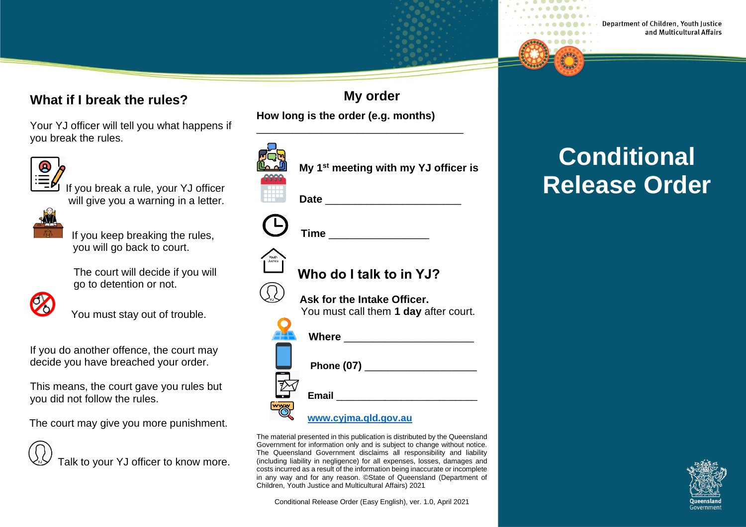## What if I break the rules?

Your YJ officer will tell you what happens if you break the rules.

If you break a rule, your YJ officer will give you a warning in a letter.

If you keep breaking the rules, you will go back to court.

The court will decide if you will go to detention or not.

You must stay out of trouble.

If you do another offence, the court may decide you have breached your order.

This means, the court gave you rules but you did not follow the rules.

The court may give you more punishment.

Talk to your YJ officer to know more.

## My order

**How long is the order (e.g. months)**

____________________________________

**My 1st meeting with my YJ officer is**

**Date** ________________________

**Time** _________________

## Who do I talk to in YJ?

**Ask for the Intake Officer.**
You must call them **1 day** after court.

**Where** ______________________

**Phone (07)** ___________________

**Email** ________________________

[www.cyjma.qld.gov.au](http://www.cyjma.qld.gov.au)

The material presented in this publication is distributed by the Queensland Government for information only and is subject to change without notice. The Queensland Government disclaims all responsibility and liability (including liability in negligence) for all expenses, losses, damages and costs incurred as a result of the information being inaccurate or incomplete in any way and for any reason. ©State of Queensland (Department of Children, Youth Justice and Multicultural Affairs) 2021

Conditional Release Order (Easy English), ver. 1.0, April 2021

Department of Children, Youth Justice and Multicultural Affairs

# Conditional Release Order

Queensland Government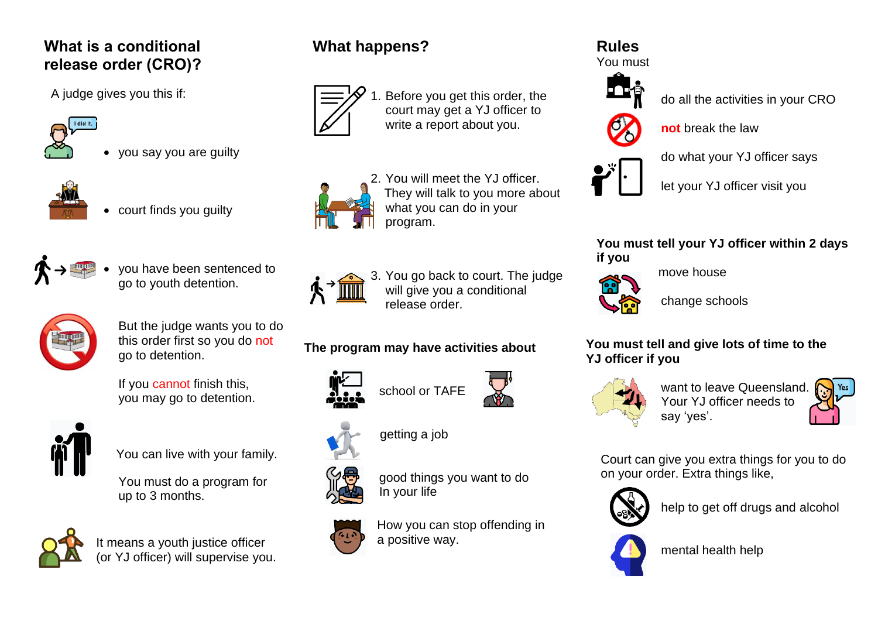## What is a conditional release order (CRO)?

A judge gives you this if:

- you say you are guilty
- court finds you guilty
- you have been sentenced to go to youth detention.

But the judge wants you to do this order first so you do not go to detention.

If you cannot finish this, you may go to detention.

You can live with your family.

You must do a program for up to 3 months.

It means a youth justice officer (or YJ officer) will supervise you.

## What happens?

1. Before you get this order, the court may get a YJ officer to write a report about you.
2. You will meet the YJ officer. They will talk to you more about what you can do in your program.
3. You go back to court. The judge will give you a conditional release order.

**The program may have activities about**

- school or TAFE
- getting a job
- good things you want to do In your life
- How you can stop offending in a positive way.

## Rules

You must

- do all the activities in your CRO
- not break the law
- do what your YJ officer says
- let your YJ officer visit you

**You must tell your YJ officer within 2 days if you**

- move house
- change schools

**You must tell and give lots of time to the YJ officer if you**

- want to leave Queensland. Your YJ officer needs to say 'yes'.

Court can give you extra things for you to do on your order. Extra things like,

- help to get off drugs and alcohol
- mental health help